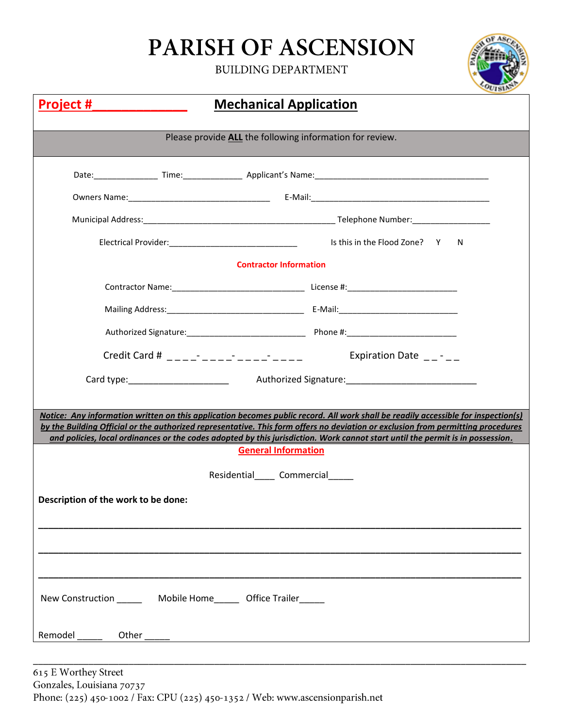# PARISH OF ASCENSION

BUILDING DEPARTMENT

**Project #\_\_\_\_\_\_\_\_\_\_\_\_\_\_** **Mechanical Application**

Please provide **ALL** the following information for review.

Date:______________ Time:_____________ Applicant's Name:______________________________________

Owners Name:_______________________________ E-Mail:_________________________________________

Municipal Address:__________________________________________ Telephone Number:_________________

Electrical Provider:_____________________________ Is this in the Flood Zone? Y N

**Contractor Information**

Contractor Name:_____________________________ License #:________________________

Mailing Address:______________________________ E-Mail:__________________________

Authorized Signature:__________________________ Phone #:________________________

Credit Card # _ _ _ _- _ _ _ _- _ _ _ _- _ _ _ _ Expiration Date _ _ - _ _

Card type:_____________________ Authorized Signature:___________________________

***Notice: Any information written on this application becomes public record. All work shall be readily accessible for inspection(s) by the Building Official or the authorized representative. This form offers no deviation or exclusion from permitting procedures and policies, local ordinances or the codes adopted by this jurisdiction. Work cannot start until the permit is in possession.***

**General Information**

Residential____ Commercial_____

**Description of the work to be done:**

___________________________________________________________________________________________

___________________________________________________________________________________________

___________________________________________________________________________________________

New Construction _____ Mobile Home_____ Office Trailer_____

Remodel _____ Other _____

615 E Worthey Street
Gonzales, Louisiana 70737
Phone: (225) 450-1002 / Fax: CPU (225) 450-1352 / Web: www.ascensionparish.net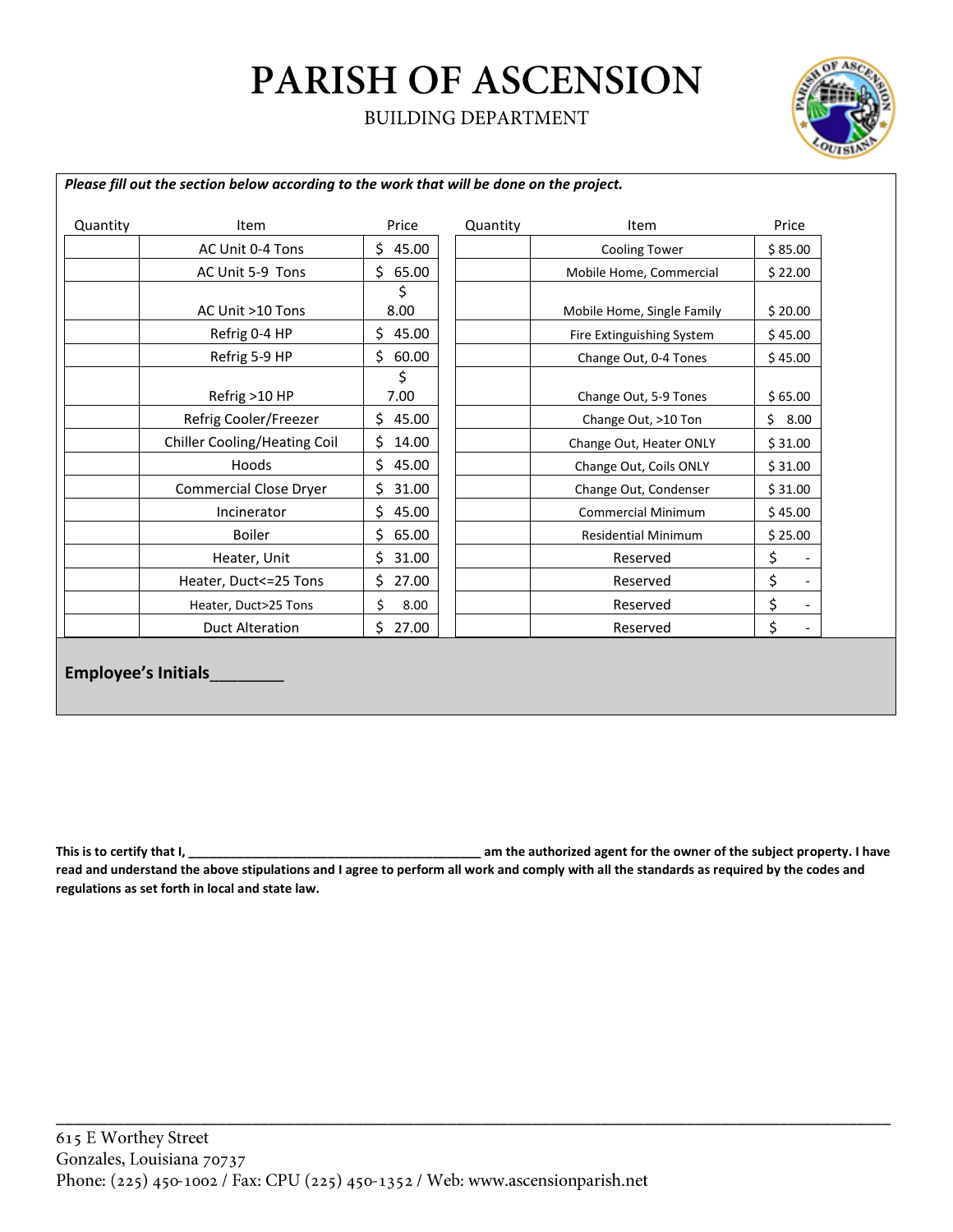# PARISH OF ASCENSION

BUILDING DEPARTMENT

***Please fill out the section below according to the work that will be done on the project.***

| Quantity | Item | Price | Quantity | Item | Price |
|---|---|---|---|---|---|
| | AC Unit 0-4 Tons | $ 45.00 | | Cooling Tower | $ 85.00 |
| | AC Unit 5-9 Tons | $ 65.00 | | Mobile Home, Commercial | $ 22.00 |
| | AC Unit >10 Tons | $ 8.00 | | Mobile Home, Single Family | $ 20.00 |
| | Refrig 0-4 HP | $ 45.00 | | Fire Extinguishing System | $ 45.00 |
| | Refrig 5-9 HP | $ 60.00 | | Change Out, 0-4 Tones | $ 45.00 |
| | Refrig >10 HP | $ 7.00 | | Change Out, 5-9 Tones | $ 65.00 |
| | Refrig Cooler/Freezer | $ 45.00 | | Change Out, >10 Ton | $ 8.00 |
| | Chiller Cooling/Heating Coil | $ 14.00 | | Change Out, Heater ONLY | $ 31.00 |
| | Hoods | $ 45.00 | | Change Out, Coils ONLY | $ 31.00 |
| | Commercial Close Dryer | $ 31.00 | | Change Out, Condenser | $ 31.00 |
| | Incinerator | $ 45.00 | | Commercial Minimum | $ 45.00 |
| | Boiler | $ 65.00 | | Residential Minimum | $ 25.00 |
| | Heater, Unit | $ 31.00 | | Reserved | $ - |
| | Heater, Duct<=25 Tons | $ 27.00 | | Reserved | $ - |
| | Heater, Duct>25 Tons | $ 8.00 | | Reserved | $ - |
| | Duct Alteration | $ 27.00 | | Reserved | $ - |

**Employee's Initials________**

**This is to certify that I, ___________________________________________ am the authorized agent for the owner of the subject property. I have read and understand the above stipulations and I agree to perform all work and comply with all the standards as required by the codes and regulations as set forth in local and state law.**

615 E Worthey Street
Gonzales, Louisiana 70737
Phone: (225) 450-1002 / Fax: CPU (225) 450-1352 / Web: www.ascensionparish.net